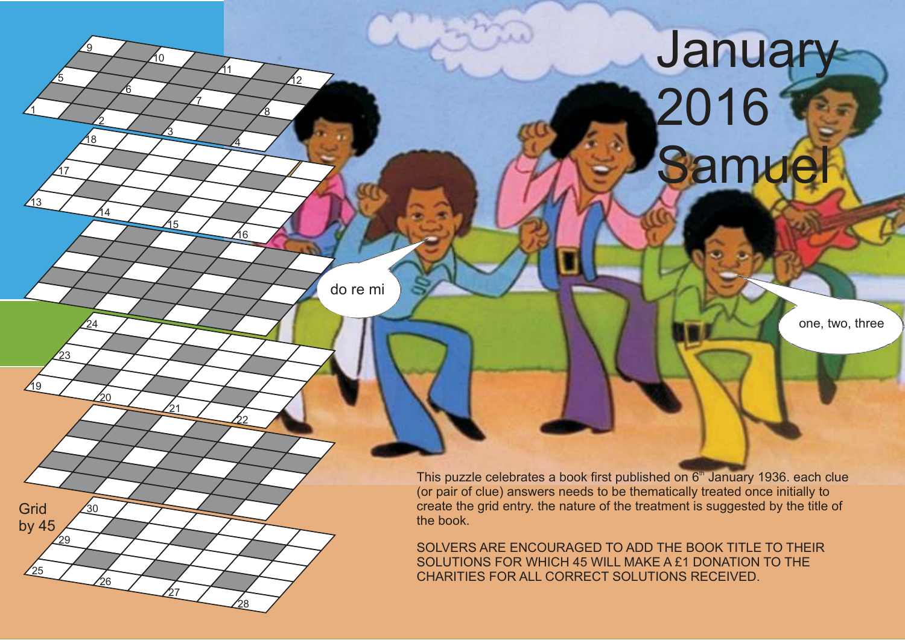# January 2016 Samuel

Grid by 45

This puzzle celebrates a book first published on 6th January 1936. each clue (or pair of clue) answers needs to be thematically treated once initially to create the grid entry. the nature of the treatment is suggested by the title of the book.

SOLVERS ARE ENCOURAGED TO ADD THE BOOK TITLE TO THEIR SOLUTIONS FOR WHICH 45 WILL MAKE A £1 DONATION TO THE CHARITIES FOR ALL CORRECT SOLUTIONS RECEIVED.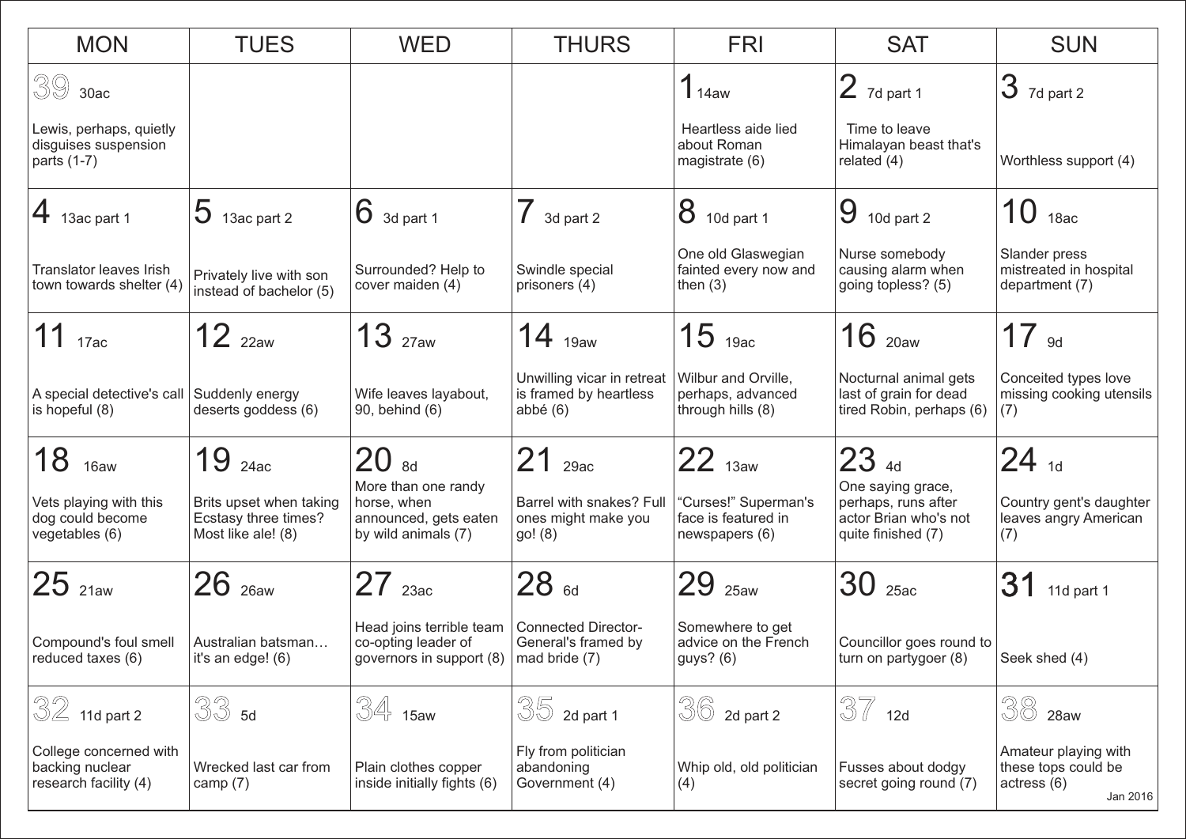| MON | TUES | WED | THURS | FRI | SAT | SUN |
|---|---|---|---|---|---|---|
| 39 30ac<br>Lewis, perhaps, quietly disguises suspension parts (1-7) | | | | 1 14aw<br>Heartless aide lied about Roman magistrate (6) | 2 7d part 1<br>Time to leave Himalayan beast that's related (4) | 3 7d part 2<br>Worthless support (4) |
| 4 13ac part 1<br>Translator leaves Irish town towards shelter (4) | 5 13ac part 2<br>Privately live with son instead of bachelor (5) | 6 3d part 1<br>Surrounded? Help to cover maiden (4) | 7 3d part 2<br>Swindle special prisoners (4) | 8 10d part 1<br>One old Glaswegian fainted every now and then (3) | 9 10d part 2<br>Nurse somebody causing alarm when going topless? (5) | 10 18ac<br>Slander press mistreated in hospital department (7) |
| 11 17ac<br>A special detective's call is hopeful (8) | 12 22aw<br>Suddenly energy deserts goddess (6) | 13 27aw<br>Wife leaves layabout, 90, behind (6) | 14 19aw<br>Unwilling vicar in retreat is framed by heartless abbé (6) | 15 19ac<br>Wilbur and Orville, perhaps, advanced through hills (8) | 16 20aw<br>Nocturnal animal gets last of grain for dead tired Robin, perhaps (6) | 17 9d<br>Conceited types love missing cooking utensils (7) |
| 18 16aw<br>Vets playing with this dog could become vegetables (6) | 19 24ac<br>Brits upset when taking Ecstasy three times? Most like ale! (8) | 20 8d<br>More than one randy horse, when announced, gets eaten by wild animals (7) | 21 29ac<br>Barrel with snakes? Full ones might make you go! (8) | 22 13aw<br>"Curses!" Superman's face is featured in newspapers (6) | 23 4d<br>One saying grace, perhaps, runs after actor Brian who's not quite finished (7) | 24 1d<br>Country gent's daughter leaves angry American (7) |
| 25 21aw<br>Compound's foul smell reduced taxes (6) | 26 26aw<br>Australian batsman… it's an edge! (6) | 27 23ac<br>Head joins terrible team co-opting leader of governors in support (8) | 28 6d<br>Connected Director-General's framed by mad bride (7) | 29 25aw<br>Somewhere to get advice on the French guys? (6) | 30 25ac<br>Councillor goes round to turn on partygoer (8) | 31 11d part 1<br>Seek shed (4) |
| 32 11d part 2<br>College concerned with backing nuclear research facility (4) | 33 5d<br>Wrecked last car from camp (7) | 34 15aw<br>Plain clothes copper inside initially fights (6) | 35 2d part 1<br>Fly from politician abandoning Government (4) | 36 2d part 2<br>Whip old, old politician (4) | 37 12d<br>Fusses about dodgy secret going round (7) | 38 28aw<br>Amateur playing with these tops could be actress (6) |

Jan 2016